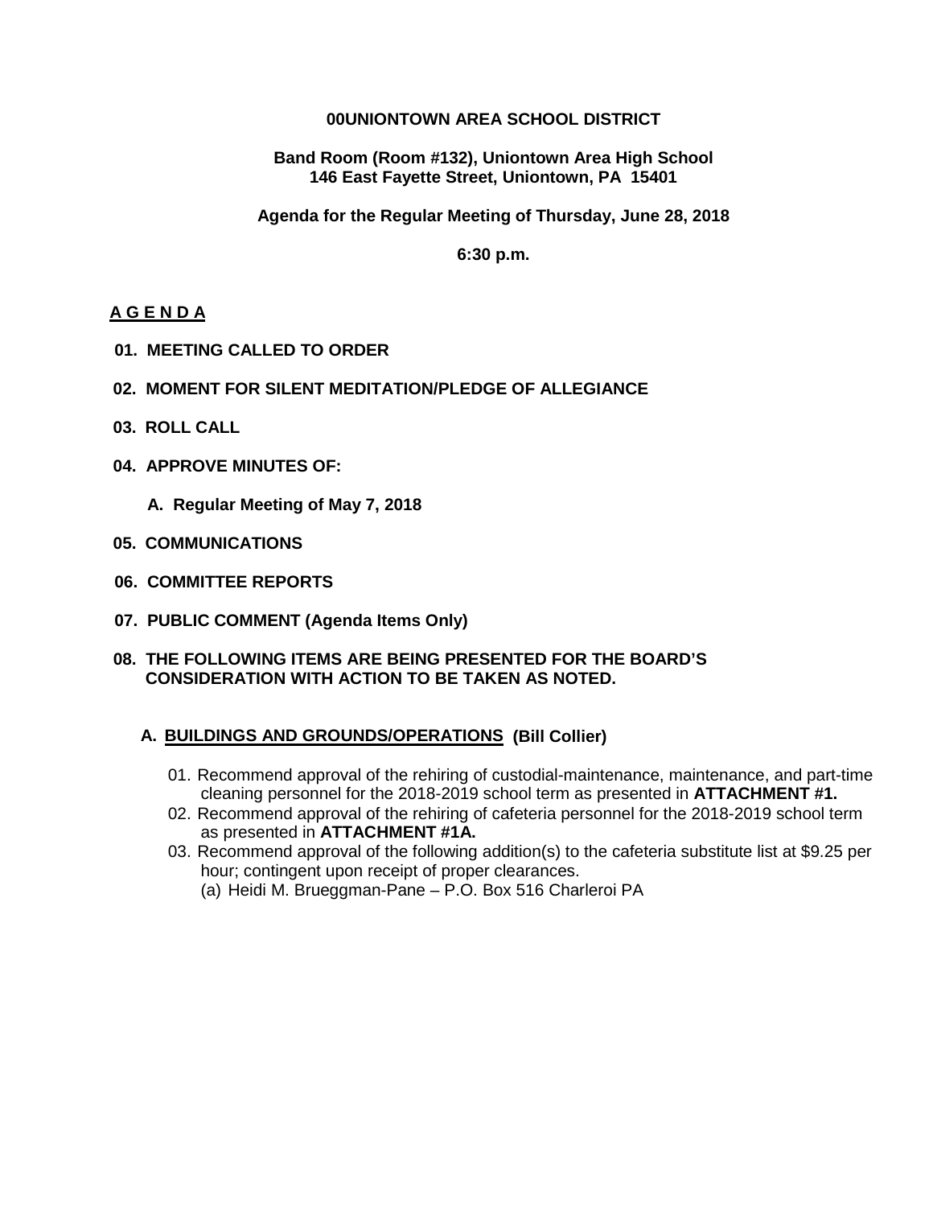**00UNIONTOWN AREA SCHOOL DISTRICT**

**Band Room (Room #132), Uniontown Area High School**
**146 East Fayette Street, Uniontown, PA 15401**

**Agenda for the Regular Meeting of Thursday, June 28, 2018**

**6:30 p.m.**

**A G E N D A**

**01. MEETING CALLED TO ORDER**

**02. MOMENT FOR SILENT MEDITATION/PLEDGE OF ALLEGIANCE**

**03. ROLL CALL**

**04. APPROVE MINUTES OF:**

**A. Regular Meeting of May 7, 2018**

**05. COMMUNICATIONS**

**06. COMMITTEE REPORTS**

**07. PUBLIC COMMENT (Agenda Items Only)**

**08. THE FOLLOWING ITEMS ARE BEING PRESENTED FOR THE BOARD'S CONSIDERATION WITH ACTION TO BE TAKEN AS NOTED.**

**A. BUILDINGS AND GROUNDS/OPERATIONS (Bill Collier)**

01. Recommend approval of the rehiring of custodial-maintenance, maintenance, and part-time cleaning personnel for the 2018-2019 school term as presented in **ATTACHMENT #1.**
02. Recommend approval of the rehiring of cafeteria personnel for the 2018-2019 school term as presented in **ATTACHMENT #1A.**
03. Recommend approval of the following addition(s) to the cafeteria substitute list at $9.25 per hour; contingent upon receipt of proper clearances.
    (a) Heidi M. Brueggman-Pane – P.O. Box 516 Charleroi PA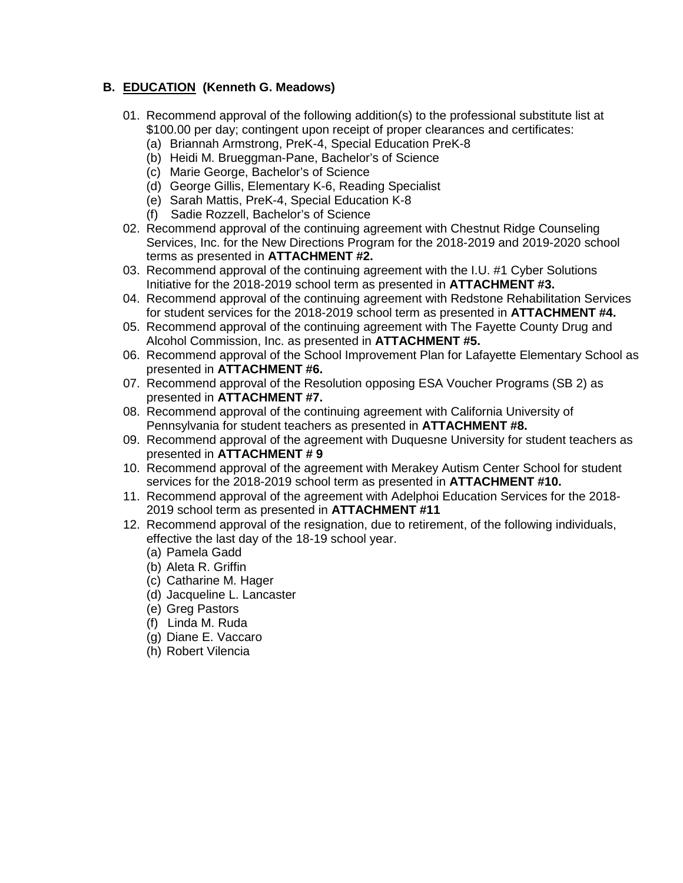## B. <u>EDUCATION</u> (Kenneth G. Meadows)

01. Recommend approval of the following addition(s) to the professional substitute list at $100.00 per day; contingent upon receipt of proper clearances and certificates:
    (a) Briannah Armstrong, PreK-4, Special Education PreK-8
    (b) Heidi M. Brueggman-Pane, Bachelor's of Science
    (c) Marie George, Bachelor's of Science
    (d) George Gillis, Elementary K-6, Reading Specialist
    (e) Sarah Mattis, PreK-4, Special Education K-8
    (f) Sadie Rozzell, Bachelor's of Science
02. Recommend approval of the continuing agreement with Chestnut Ridge Counseling Services, Inc. for the New Directions Program for the 2018-2019 and 2019-2020 school terms as presented in **ATTACHMENT #2.**
03. Recommend approval of the continuing agreement with the I.U. #1 Cyber Solutions Initiative for the 2018-2019 school term as presented in **ATTACHMENT #3.**
04. Recommend approval of the continuing agreement with Redstone Rehabilitation Services for student services for the 2018-2019 school term as presented in **ATTACHMENT #4.**
05. Recommend approval of the continuing agreement with The Fayette County Drug and Alcohol Commission, Inc. as presented in **ATTACHMENT #5.**
06. Recommend approval of the School Improvement Plan for Lafayette Elementary School as presented in **ATTACHMENT #6.**
07. Recommend approval of the Resolution opposing ESA Voucher Programs (SB 2) as presented in **ATTACHMENT #7.**
08. Recommend approval of the continuing agreement with California University of Pennsylvania for student teachers as presented in **ATTACHMENT #8.**
09. Recommend approval of the agreement with Duquesne University for student teachers as presented in **ATTACHMENT # 9**
10. Recommend approval of the agreement with Merakey Autism Center School for student services for the 2018-2019 school term as presented in **ATTACHMENT #10.**
11. Recommend approval of the agreement with Adelphoi Education Services for the 2018-2019 school term as presented in **ATTACHMENT #11**
12. Recommend approval of the resignation, due to retirement, of the following individuals, effective the last day of the 18-19 school year.
    (a) Pamela Gadd
    (b) Aleta R. Griffin
    (c) Catharine M. Hager
    (d) Jacqueline L. Lancaster
    (e) Greg Pastors
    (f) Linda M. Ruda
    (g) Diane E. Vaccaro
    (h) Robert Vilencia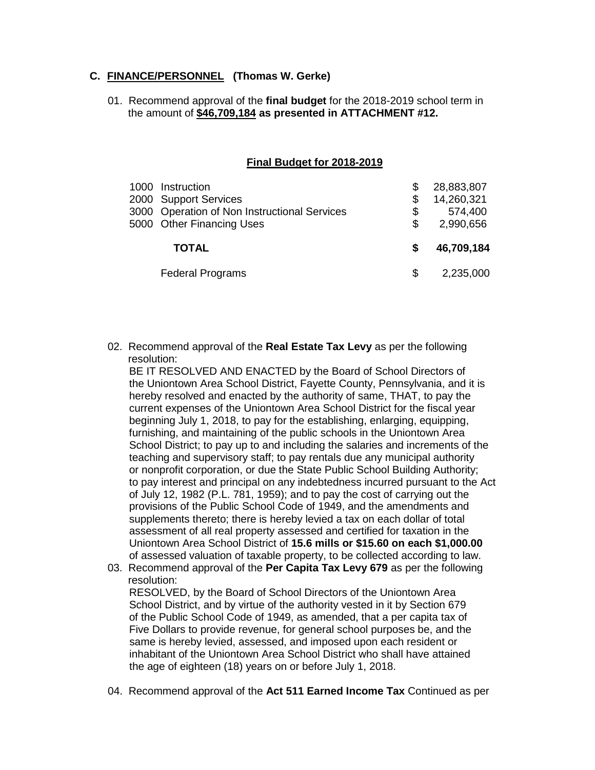## C. FINANCE/PERSONNEL (Thomas W. Gerke)

01. Recommend approval of the **final budget** for the 2018-2019 school term in the amount of **$46,709,184 as presented in ATTACHMENT #12.**

**Final Budget for 2018-2019**

| | | |
|---|---|---|
| 1000 Instruction | $ | 28,883,807 |
| 2000 Support Services | $ | 14,260,321 |
| 3000 Operation of Non Instructional Services | $ | 574,400 |
| 5000 Other Financing Uses | $ | 2,990,656 |
| **TOTAL** | **$** | **46,709,184** |
| Federal Programs | $ | 2,235,000 |

02. Recommend approval of the **Real Estate Tax Levy** as per the following resolution:
BE IT RESOLVED AND ENACTED by the Board of School Directors of the Uniontown Area School District, Fayette County, Pennsylvania, and it is hereby resolved and enacted by the authority of same, THAT, to pay the current expenses of the Uniontown Area School District for the fiscal year beginning July 1, 2018, to pay for the establishing, enlarging, equipping, furnishing, and maintaining of the public schools in the Uniontown Area School District; to pay up to and including the salaries and increments of the teaching and supervisory staff; to pay rentals due any municipal authority or nonprofit corporation, or due the State Public School Building Authority; to pay interest and principal on any indebtedness incurred pursuant to the Act of July 12, 1982 (P.L. 781, 1959); and to pay the cost of carrying out the provisions of the Public School Code of 1949, and the amendments and supplements thereto; there is hereby levied a tax on each dollar of total assessment of all real property assessed and certified for taxation in the Uniontown Area School District of **15.6 mills or $15.60 on each $1,000.00** of assessed valuation of taxable property, to be collected according to law.

03. Recommend approval of the **Per Capita Tax Levy 679** as per the following resolution:
RESOLVED, by the Board of School Directors of the Uniontown Area School District, and by virtue of the authority vested in it by Section 679 of the Public School Code of 1949, as amended, that a per capita tax of Five Dollars to provide revenue, for general school purposes be, and the same is hereby levied, assessed, and imposed upon each resident or inhabitant of the Uniontown Area School District who shall have attained the age of eighteen (18) years on or before July 1, 2018.

04. Recommend approval of the **Act 511 Earned Income Tax** Continued as per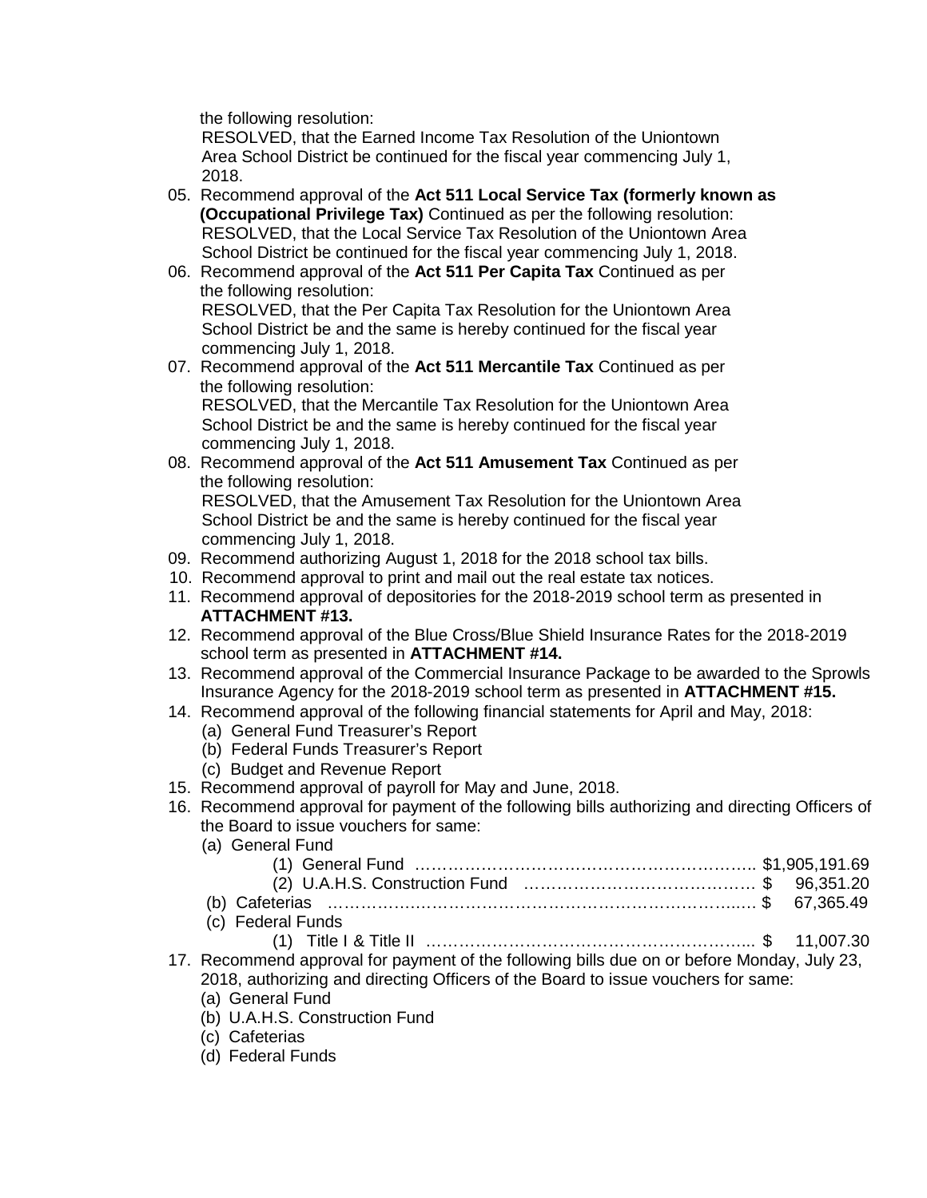the following resolution:
RESOLVED, that the Earned Income Tax Resolution of the Uniontown Area School District be continued for the fiscal year commencing July 1, 2018.

05. Recommend approval of the **Act 511 Local Service Tax (formerly known as (Occupational Privilege Tax)** Continued as per the following resolution:
    RESOLVED, that the Local Service Tax Resolution of the Uniontown Area School District be continued for the fiscal year commencing July 1, 2018.
06. Recommend approval of the **Act 511 Per Capita Tax** Continued as per the following resolution:
    RESOLVED, that the Per Capita Tax Resolution for the Uniontown Area School District be and the same is hereby continued for the fiscal year commencing July 1, 2018.
07. Recommend approval of the **Act 511 Mercantile Tax** Continued as per the following resolution:
    RESOLVED, that the Mercantile Tax Resolution for the Uniontown Area School District be and the same is hereby continued for the fiscal year commencing July 1, 2018.
08. Recommend approval of the **Act 511 Amusement Tax** Continued as per the following resolution:
    RESOLVED, that the Amusement Tax Resolution for the Uniontown Area School District be and the same is hereby continued for the fiscal year commencing July 1, 2018.
09. Recommend authorizing August 1, 2018 for the 2018 school tax bills.
10. Recommend approval to print and mail out the real estate tax notices.
11. Recommend approval of depositories for the 2018-2019 school term as presented in **ATTACHMENT #13.**
12. Recommend approval of the Blue Cross/Blue Shield Insurance Rates for the 2018-2019 school term as presented in **ATTACHMENT #14.**
13. Recommend approval of the Commercial Insurance Package to be awarded to the Sprowls Insurance Agency for the 2018-2019 school term as presented in **ATTACHMENT #15.**
14. Recommend approval of the following financial statements for April and May, 2018:
    (a) General Fund Treasurer's Report
    (b) Federal Funds Treasurer's Report
    (c) Budget and Revenue Report
15. Recommend approval of payroll for May and June, 2018.
16. Recommend approval for payment of the following bills authorizing and directing Officers of the Board to issue vouchers for same:
    (a) General Fund
        (1) General Fund ………………………………………………………. $1,905,191.69
        (2) U.A.H.S. Construction Fund …………………………………… $ 96,351.20
    (b) Cafeterias ……………………………………………………………… $ 67,365.49
    (c) Federal Funds
        (1) Title I & Title II …………………………………………………... $ 11,007.30
17. Recommend approval for payment of the following bills due on or before Monday, July 23, 2018, authorizing and directing Officers of the Board to issue vouchers for same:
    (a) General Fund
    (b) U.A.H.S. Construction Fund
    (c) Cafeterias
    (d) Federal Funds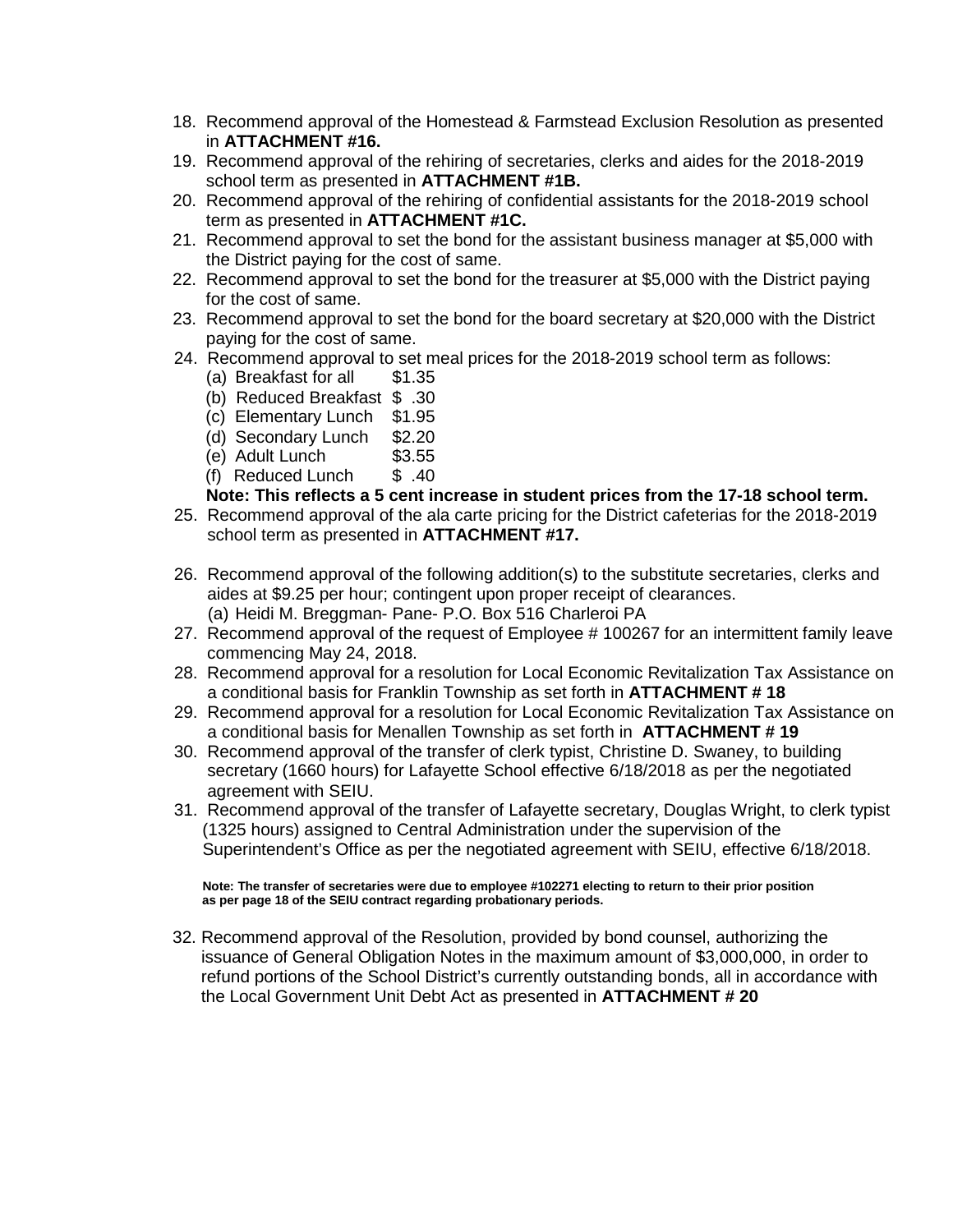18. Recommend approval of the Homestead & Farmstead Exclusion Resolution as presented in **ATTACHMENT #16.**
19. Recommend approval of the rehiring of secretaries, clerks and aides for the 2018-2019 school term as presented in **ATTACHMENT #1B.**
20. Recommend approval of the rehiring of confidential assistants for the 2018-2019 school term as presented in **ATTACHMENT #1C.**
21. Recommend approval to set the bond for the assistant business manager at $5,000 with the District paying for the cost of same.
22. Recommend approval to set the bond for the treasurer at $5,000 with the District paying for the cost of same.
23. Recommend approval to set the bond for the board secretary at $20,000 with the District paying for the cost of same.
24. Recommend approval to set meal prices for the 2018-2019 school term as follows:
    (a) Breakfast for all $1.35
    (b) Reduced Breakfast $ .30
    (c) Elementary Lunch $1.95
    (d) Secondary Lunch $2.20
    (e) Adult Lunch $3.55
    (f) Reduced Lunch $ .40

    **Note: This reflects a 5 cent increase in student prices from the 17-18 school term.**
25. Recommend approval of the ala carte pricing for the District cafeterias for the 2018-2019 school term as presented in **ATTACHMENT #17.**
26. Recommend approval of the following addition(s) to the substitute secretaries, clerks and aides at $9.25 per hour; contingent upon proper receipt of clearances.
    (a) Heidi M. Breggman- Pane- P.O. Box 516 Charleroi PA
27. Recommend approval of the request of Employee # 100267 for an intermittent family leave commencing May 24, 2018.
28. Recommend approval for a resolution for Local Economic Revitalization Tax Assistance on a conditional basis for Franklin Township as set forth in **ATTACHMENT # 18**
29. Recommend approval for a resolution for Local Economic Revitalization Tax Assistance on a conditional basis for Menallen Township as set forth in **ATTACHMENT # 19**
30. Recommend approval of the transfer of clerk typist, Christine D. Swaney, to building secretary (1660 hours) for Lafayette School effective 6/18/2018 as per the negotiated agreement with SEIU.
31. Recommend approval of the transfer of Lafayette secretary, Douglas Wright, to clerk typist (1325 hours) assigned to Central Administration under the supervision of the Superintendent's Office as per the negotiated agreement with SEIU, effective 6/18/2018.

    **Note: The transfer of secretaries were due to employee #102271 electing to return to their prior position as per page 18 of the SEIU contract regarding probationary periods.**

32. Recommend approval of the Resolution, provided by bond counsel, authorizing the issuance of General Obligation Notes in the maximum amount of $3,000,000, in order to refund portions of the School District's currently outstanding bonds, all in accordance with the Local Government Unit Debt Act as presented in **ATTACHMENT # 20**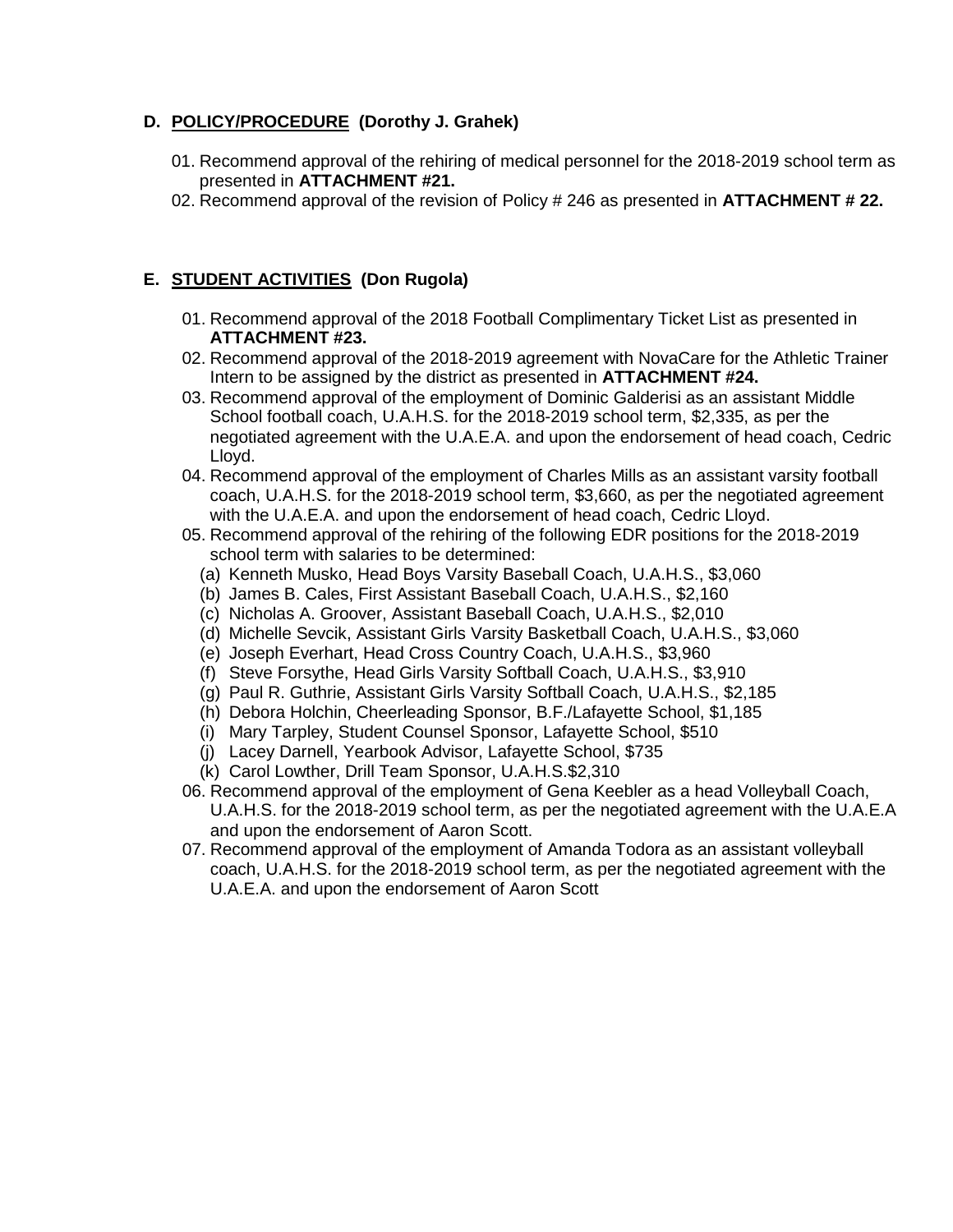**D. <u>POLICY/PROCEDURE</u> (Dorothy J. Grahek)**

01. Recommend approval of the rehiring of medical personnel for the 2018-2019 school term as presented in **ATTACHMENT #21.**
02. Recommend approval of the revision of Policy # 246 as presented in **ATTACHMENT # 22.**

**E. <u>STUDENT ACTIVITIES</u> (Don Rugola)**

01. Recommend approval of the 2018 Football Complimentary Ticket List as presented in **ATTACHMENT #23.**
02. Recommend approval of the 2018-2019 agreement with NovaCare for the Athletic Trainer Intern to be assigned by the district as presented in **ATTACHMENT #24.**
03. Recommend approval of the employment of Dominic Galderisi as an assistant Middle School football coach, U.A.H.S. for the 2018-2019 school term, $2,335, as per the negotiated agreement with the U.A.E.A. and upon the endorsement of head coach, Cedric Lloyd.
04. Recommend approval of the employment of Charles Mills as an assistant varsity football coach, U.A.H.S. for the 2018-2019 school term, $3,660, as per the negotiated agreement with the U.A.E.A. and upon the endorsement of head coach, Cedric Lloyd.
05. Recommend approval of the rehiring of the following EDR positions for the 2018-2019 school term with salaries to be determined:
    (a) Kenneth Musko, Head Boys Varsity Baseball Coach, U.A.H.S., $3,060
    (b) James B. Cales, First Assistant Baseball Coach, U.A.H.S., $2,160
    (c) Nicholas A. Groover, Assistant Baseball Coach, U.A.H.S., $2,010
    (d) Michelle Sevcik, Assistant Girls Varsity Basketball Coach, U.A.H.S., $3,060
    (e) Joseph Everhart, Head Cross Country Coach, U.A.H.S., $3,960
    (f) Steve Forsythe, Head Girls Varsity Softball Coach, U.A.H.S., $3,910
    (g) Paul R. Guthrie, Assistant Girls Varsity Softball Coach, U.A.H.S., $2,185
    (h) Debora Holchin, Cheerleading Sponsor, B.F./Lafayette School, $1,185
    (i) Mary Tarpley, Student Counsel Sponsor, Lafayette School, $510
    (j) Lacey Darnell, Yearbook Advisor, Lafayette School, $735
    (k) Carol Lowther, Drill Team Sponsor, U.A.H.S.$2,310
06. Recommend approval of the employment of Gena Keebler as a head Volleyball Coach, U.A.H.S. for the 2018-2019 school term, as per the negotiated agreement with the U.A.E.A and upon the endorsement of Aaron Scott.
07. Recommend approval of the employment of Amanda Todora as an assistant volleyball coach, U.A.H.S. for the 2018-2019 school term, as per the negotiated agreement with the U.A.E.A. and upon the endorsement of Aaron Scott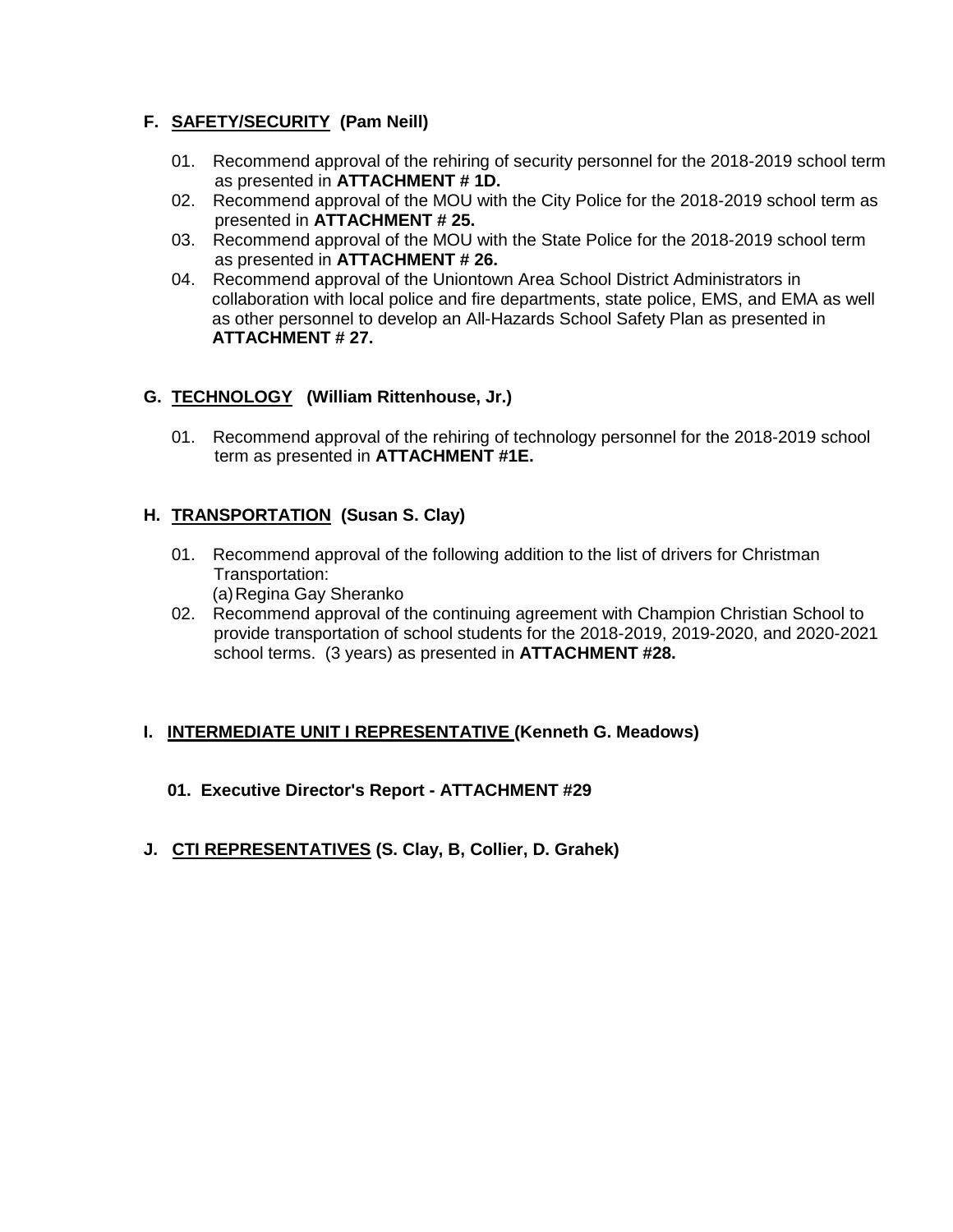**F. <u>SAFETY/SECURITY</u> (Pam Neill)**

01. Recommend approval of the rehiring of security personnel for the 2018-2019 school term as presented in **ATTACHMENT # 1D.**
02. Recommend approval of the MOU with the City Police for the 2018-2019 school term as presented in **ATTACHMENT # 25.**
03. Recommend approval of the MOU with the State Police for the 2018-2019 school term as presented in **ATTACHMENT # 26.**
04. Recommend approval of the Uniontown Area School District Administrators in collaboration with local police and fire departments, state police, EMS, and EMA as well as other personnel to develop an All-Hazards School Safety Plan as presented in **ATTACHMENT # 27.**

**G. <u>TECHNOLOGY</u> (William Rittenhouse, Jr.)**

01. Recommend approval of the rehiring of technology personnel for the 2018-2019 school term as presented in **ATTACHMENT #1E.**

**H. <u>TRANSPORTATION</u> (Susan S. Clay)**

01. Recommend approval of the following addition to the list of drivers for Christman Transportation:
    (a) Regina Gay Sheranko
02. Recommend approval of the continuing agreement with Champion Christian School to provide transportation of school students for the 2018-2019, 2019-2020, and 2020-2021 school terms. (3 years) as presented in **ATTACHMENT #28.**

**I. <u>INTERMEDIATE UNIT I REPRESENTATIVE</u> (Kenneth G. Meadows)**

**01. Executive Director's Report - ATTACHMENT #29**

**J. <u>CTI REPRESENTATIVES</u> (S. Clay, B, Collier, D. Grahek)**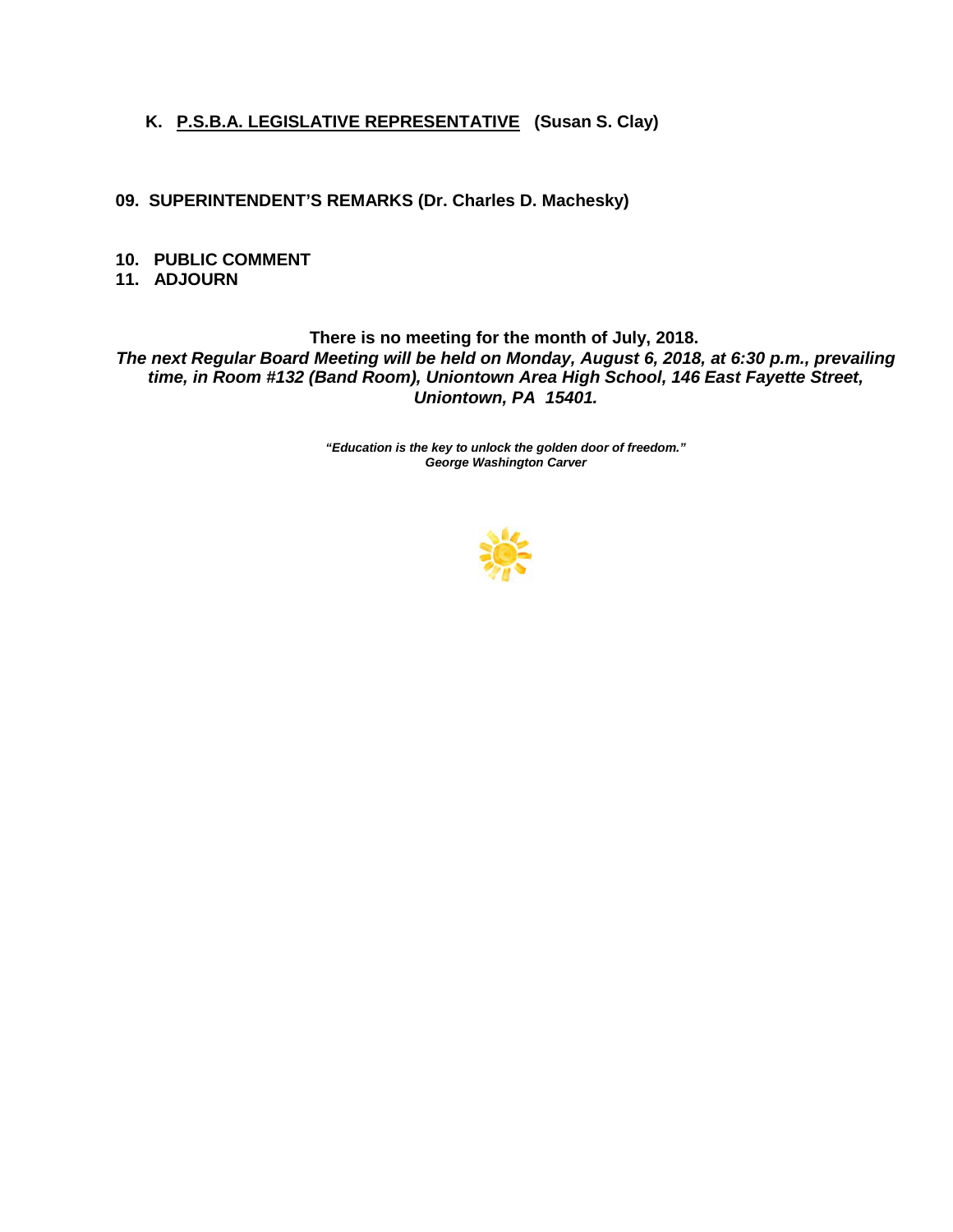**K. <u>P.S.B.A. LEGISLATIVE REPRESENTATIVE</u> (Susan S. Clay)**

**09. SUPERINTENDENT'S REMARKS (Dr. Charles D. Machesky)**

**10. PUBLIC COMMENT**

**11. ADJOURN**

**There is no meeting for the month of July, 2018.**

***The next Regular Board Meeting will be held on Monday, August 6, 2018, at 6:30 p.m., prevailing time, in Room #132 (Band Room), Uniontown Area High School, 146 East Fayette Street, Uniontown, PA 15401.***

***"Education is the key to unlock the golden door of freedom."***
***George Washington Carver***